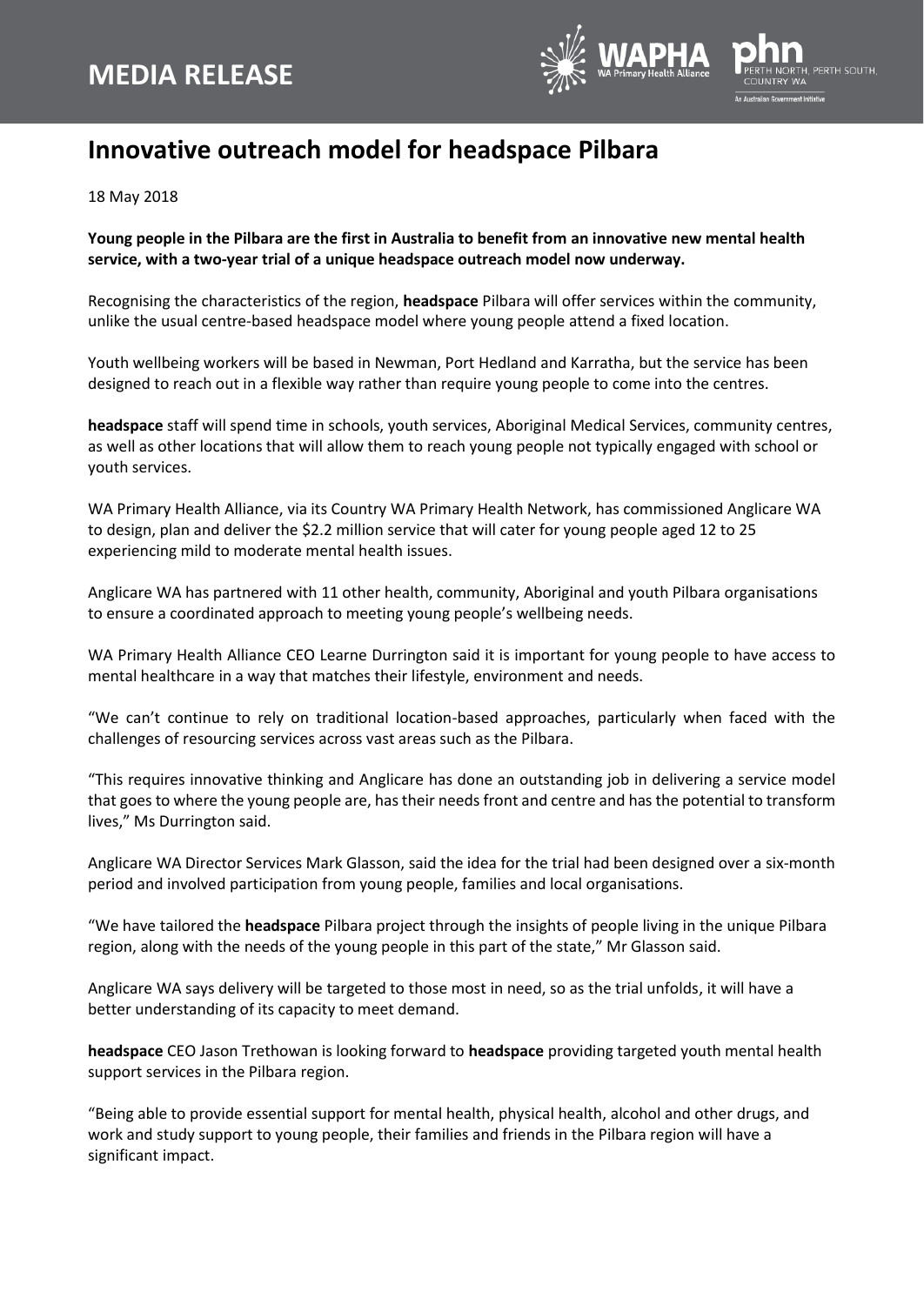# MEDIA RELEASE

## Innovative outreach model for headspace Pilbara

18 May 2018

**Young people in the Pilbara are the first in Australia to benefit from an innovative new mental health service, with a two-year trial of a unique headspace outreach model now underway.**

Recognising the characteristics of the region, **headspace** Pilbara will offer services within the community, unlike the usual centre-based headspace model where young people attend a fixed location.

Youth wellbeing workers will be based in Newman, Port Hedland and Karratha, but the service has been designed to reach out in a flexible way rather than require young people to come into the centres.

**headspace** staff will spend time in schools, youth services, Aboriginal Medical Services, community centres, as well as other locations that will allow them to reach young people not typically engaged with school or youth services.

WA Primary Health Alliance, via its Country WA Primary Health Network, has commissioned Anglicare WA to design, plan and deliver the $2.2 million service that will cater for young people aged 12 to 25 experiencing mild to moderate mental health issues.

Anglicare WA has partnered with 11 other health, community, Aboriginal and youth Pilbara organisations to ensure a coordinated approach to meeting young people's wellbeing needs.

WA Primary Health Alliance CEO Learne Durrington said it is important for young people to have access to mental healthcare in a way that matches their lifestyle, environment and needs.

"We can't continue to rely on traditional location-based approaches, particularly when faced with the challenges of resourcing services across vast areas such as the Pilbara.

"This requires innovative thinking and Anglicare has done an outstanding job in delivering a service model that goes to where the young people are, has their needs front and centre and has the potential to transform lives," Ms Durrington said.

Anglicare WA Director Services Mark Glasson, said the idea for the trial had been designed over a six-month period and involved participation from young people, families and local organisations.

"We have tailored the **headspace** Pilbara project through the insights of people living in the unique Pilbara region, along with the needs of the young people in this part of the state," Mr Glasson said.

Anglicare WA says delivery will be targeted to those most in need, so as the trial unfolds, it will have a better understanding of its capacity to meet demand.

**headspace** CEO Jason Trethowan is looking forward to **headspace** providing targeted youth mental health support services in the Pilbara region.

"Being able to provide essential support for mental health, physical health, alcohol and other drugs, and work and study support to young people, their families and friends in the Pilbara region will have a significant impact.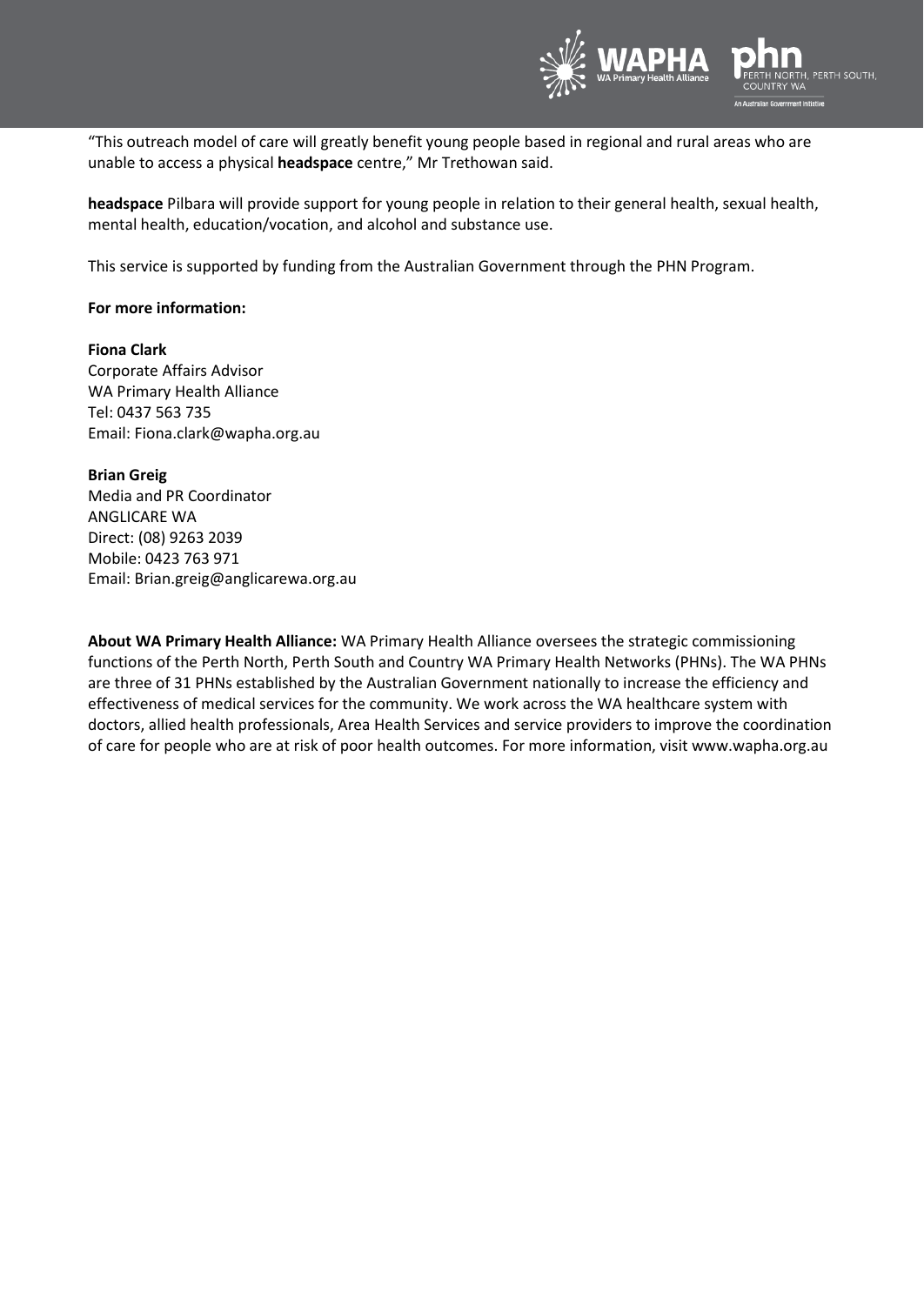"This outreach model of care will greatly benefit young people based in regional and rural areas who are unable to access a physical **headspace** centre," Mr Trethowan said.

**headspace** Pilbara will provide support for young people in relation to their general health, sexual health, mental health, education/vocation, and alcohol and substance use.

This service is supported by funding from the Australian Government through the PHN Program.

**For more information:**

**Fiona Clark**
Corporate Affairs Advisor
WA Primary Health Alliance
Tel: 0437 563 735
Email: Fiona.clark@wapha.org.au

**Brian Greig**
Media and PR Coordinator
ANGLICARE WA
Direct: (08) 9263 2039
Mobile: 0423 763 971
Email: Brian.greig@anglicarewa.org.au

**About WA Primary Health Alliance:** WA Primary Health Alliance oversees the strategic commissioning functions of the Perth North, Perth South and Country WA Primary Health Networks (PHNs). The WA PHNs are three of 31 PHNs established by the Australian Government nationally to increase the efficiency and effectiveness of medical services for the community. We work across the WA healthcare system with doctors, allied health professionals, Area Health Services and service providers to improve the coordination of care for people who are at risk of poor health outcomes. For more information, visit www.wapha.org.au